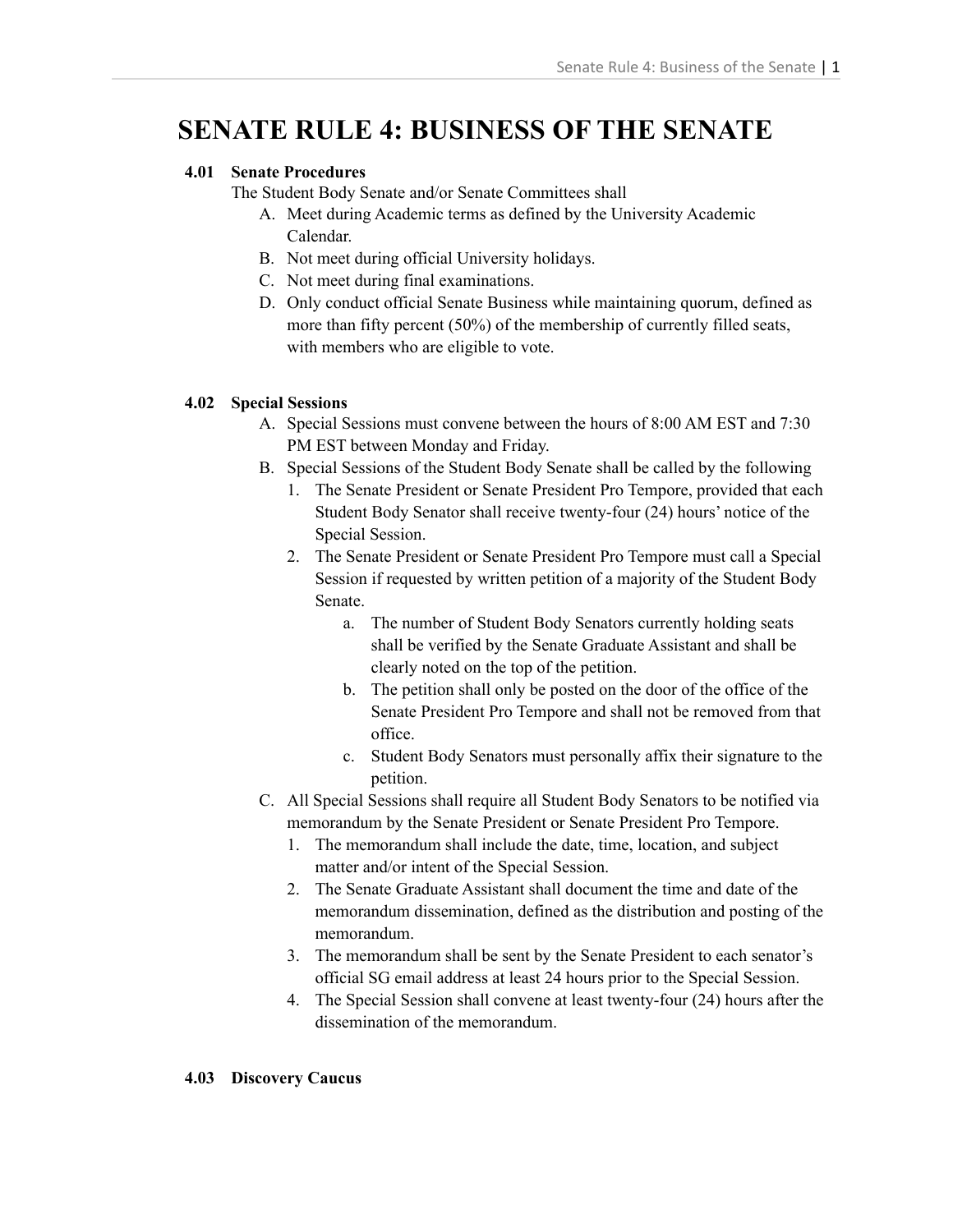# SENATE RULE 4: BUSINESS OF THE SENATE

**4.01 Senate Procedures**

The Student Body Senate and/or Senate Committees shall

A. Meet during Academic terms as defined by the University Academic Calendar.
B. Not meet during official University holidays.
C. Not meet during final examinations.
D. Only conduct official Senate Business while maintaining quorum, defined as more than fifty percent (50%) of the membership of currently filled seats, with members who are eligible to vote.

**4.02 Special Sessions**

A. Special Sessions must convene between the hours of 8:00 AM EST and 7:30 PM EST between Monday and Friday.
B. Special Sessions of the Student Body Senate shall be called by the following
   1. The Senate President or Senate President Pro Tempore, provided that each Student Body Senator shall receive twenty-four (24) hours' notice of the Special Session.
   2. The Senate President or Senate President Pro Tempore must call a Special Session if requested by written petition of a majority of the Student Body Senate.
      a. The number of Student Body Senators currently holding seats shall be verified by the Senate Graduate Assistant and shall be clearly noted on the top of the petition.
      b. The petition shall only be posted on the door of the office of the Senate President Pro Tempore and shall not be removed from that office.
      c. Student Body Senators must personally affix their signature to the petition.
C. All Special Sessions shall require all Student Body Senators to be notified via memorandum by the Senate President or Senate President Pro Tempore.
   1. The memorandum shall include the date, time, location, and subject matter and/or intent of the Special Session.
   2. The Senate Graduate Assistant shall document the time and date of the memorandum dissemination, defined as the distribution and posting of the memorandum.
   3. The memorandum shall be sent by the Senate President to each senator's official SG email address at least 24 hours prior to the Special Session.
   4. The Special Session shall convene at least twenty-four (24) hours after the dissemination of the memorandum.

**4.03 Discovery Caucus**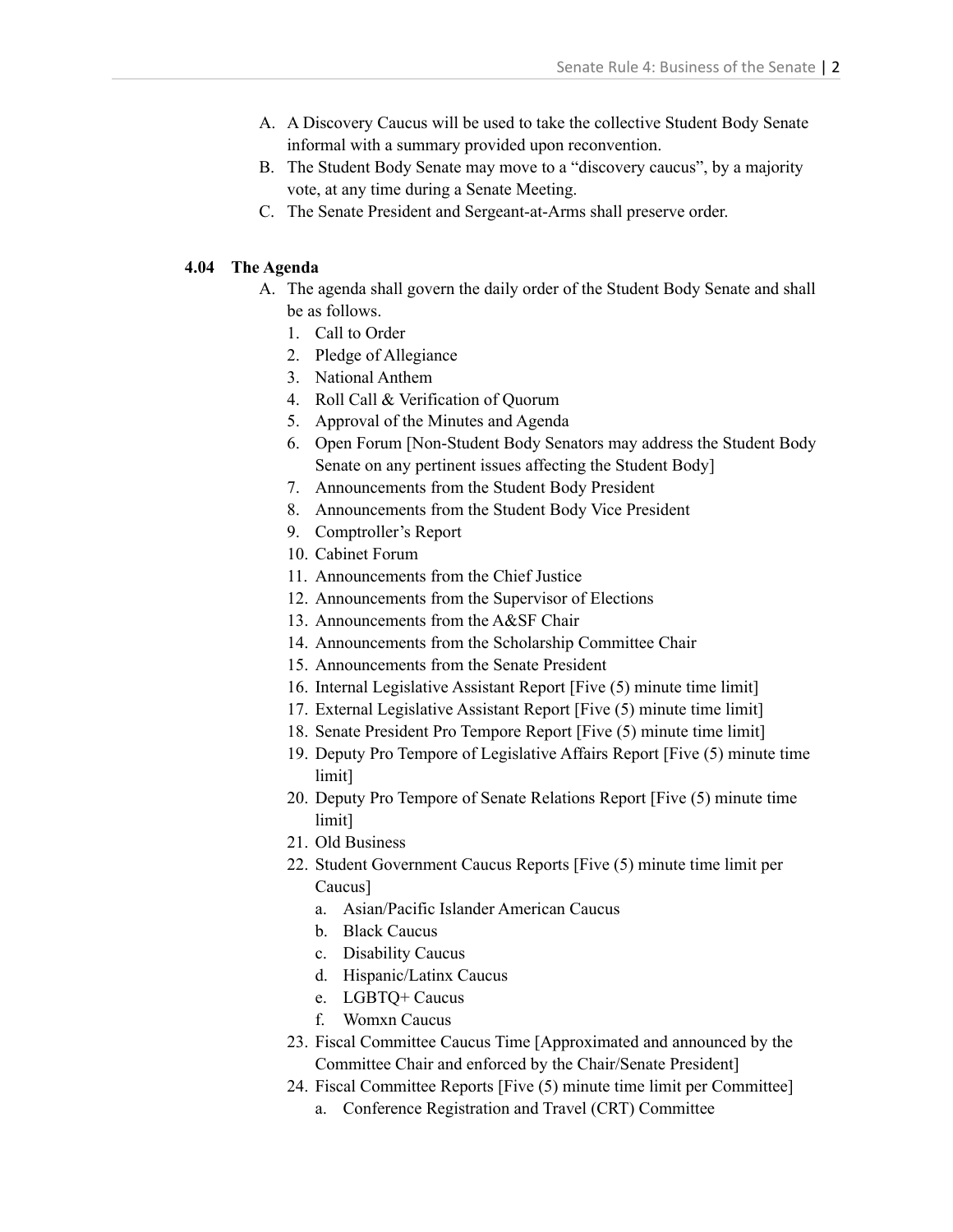A. A Discovery Caucus will be used to take the collective Student Body Senate informal with a summary provided upon reconvention.
B. The Student Body Senate may move to a "discovery caucus", by a majority vote, at any time during a Senate Meeting.
C. The Senate President and Sergeant-at-Arms shall preserve order.

### 4.04 The Agenda

A. The agenda shall govern the daily order of the Student Body Senate and shall be as follows.
   1. Call to Order
   2. Pledge of Allegiance
   3. National Anthem
   4. Roll Call & Verification of Quorum
   5. Approval of the Minutes and Agenda
   6. Open Forum [Non-Student Body Senators may address the Student Body Senate on any pertinent issues affecting the Student Body]
   7. Announcements from the Student Body President
   8. Announcements from the Student Body Vice President
   9. Comptroller's Report
   10. Cabinet Forum
   11. Announcements from the Chief Justice
   12. Announcements from the Supervisor of Elections
   13. Announcements from the A&SF Chair
   14. Announcements from the Scholarship Committee Chair
   15. Announcements from the Senate President
   16. Internal Legislative Assistant Report [Five (5) minute time limit]
   17. External Legislative Assistant Report [Five (5) minute time limit]
   18. Senate President Pro Tempore Report [Five (5) minute time limit]
   19. Deputy Pro Tempore of Legislative Affairs Report [Five (5) minute time limit]
   20. Deputy Pro Tempore of Senate Relations Report [Five (5) minute time limit]
   21. Old Business
   22. Student Government Caucus Reports [Five (5) minute time limit per Caucus]
       a. Asian/Pacific Islander American Caucus
       b. Black Caucus
       c. Disability Caucus
       d. Hispanic/Latinx Caucus
       e. LGBTQ+ Caucus
       f. Womxn Caucus
   23. Fiscal Committee Caucus Time [Approximated and announced by the Committee Chair and enforced by the Chair/Senate President]
   24. Fiscal Committee Reports [Five (5) minute time limit per Committee]
       a. Conference Registration and Travel (CRT) Committee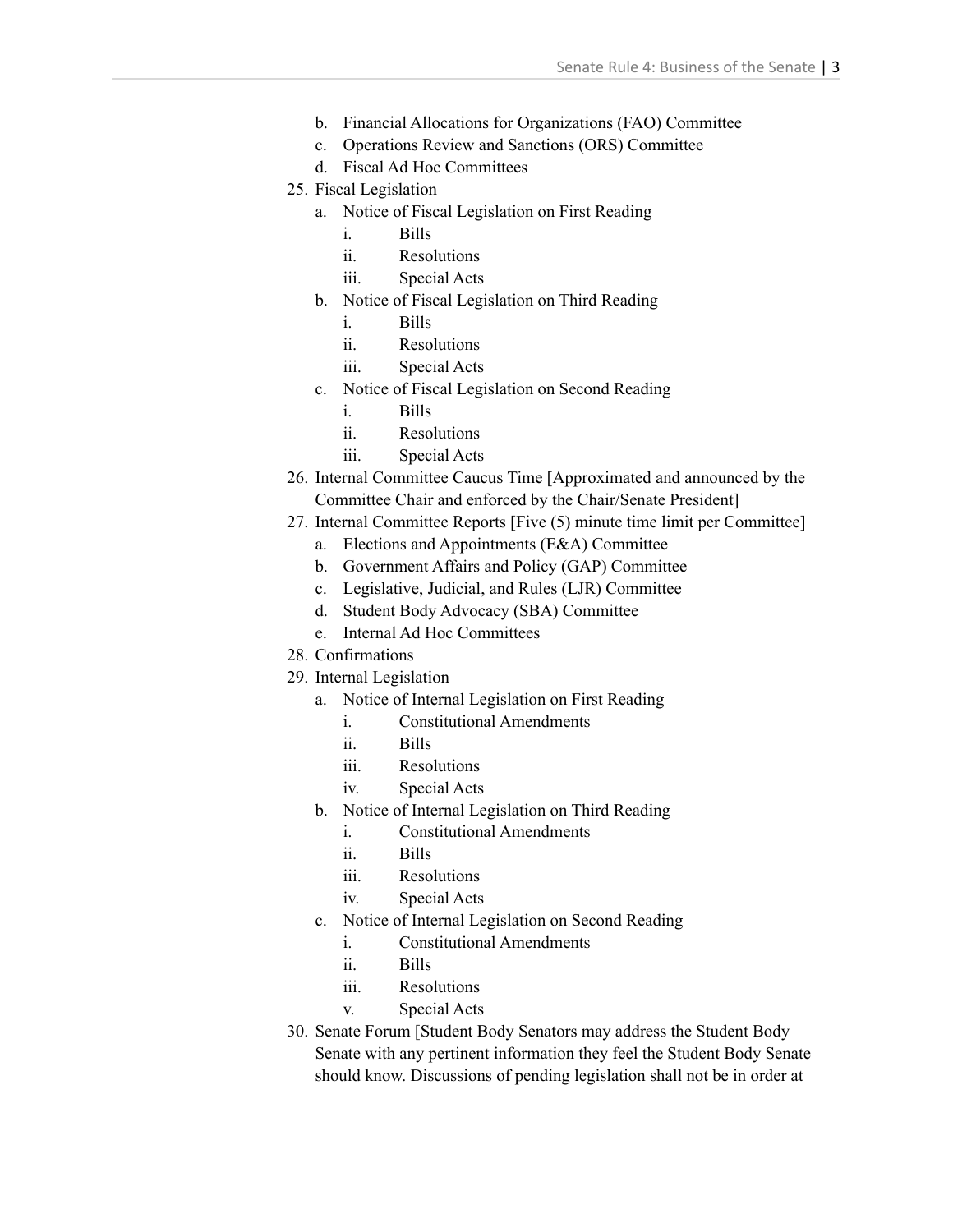b. Financial Allocations for Organizations (FAO) Committee
   c. Operations Review and Sanctions (ORS) Committee
   d. Fiscal Ad Hoc Committees
25. Fiscal Legislation
   a. Notice of Fiscal Legislation on First Reading
      i. Bills
      ii. Resolutions
      iii. Special Acts
   b. Notice of Fiscal Legislation on Third Reading
      i. Bills
      ii. Resolutions
      iii. Special Acts
   c. Notice of Fiscal Legislation on Second Reading
      i. Bills
      ii. Resolutions
      iii. Special Acts
26. Internal Committee Caucus Time [Approximated and announced by the Committee Chair and enforced by the Chair/Senate President]
27. Internal Committee Reports [Five (5) minute time limit per Committee]
   a. Elections and Appointments (E&A) Committee
   b. Government Affairs and Policy (GAP) Committee
   c. Legislative, Judicial, and Rules (LJR) Committee
   d. Student Body Advocacy (SBA) Committee
   e. Internal Ad Hoc Committees
28. Confirmations
29. Internal Legislation
   a. Notice of Internal Legislation on First Reading
      i. Constitutional Amendments
      ii. Bills
      iii. Resolutions
      iv. Special Acts
   b. Notice of Internal Legislation on Third Reading
      i. Constitutional Amendments
      ii. Bills
      iii. Resolutions
      iv. Special Acts
   c. Notice of Internal Legislation on Second Reading
      i. Constitutional Amendments
      ii. Bills
      iii. Resolutions
      v. Special Acts
30. Senate Forum [Student Body Senators may address the Student Body Senate with any pertinent information they feel the Student Body Senate should know. Discussions of pending legislation shall not be in order at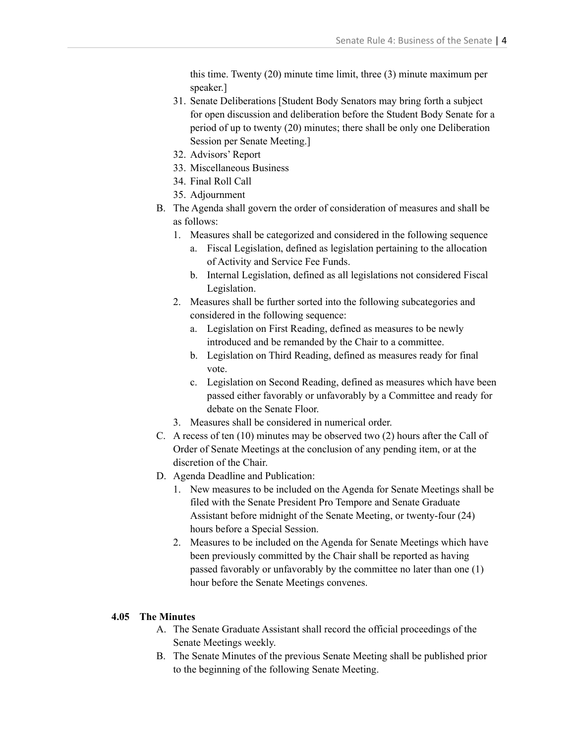this time. Twenty (20) minute time limit, three (3) minute maximum per speaker.]

31. Senate Deliberations [Student Body Senators may bring forth a subject for open discussion and deliberation before the Student Body Senate for a period of up to twenty (20) minutes; there shall be only one Deliberation Session per Senate Meeting.]
32. Advisors' Report
33. Miscellaneous Business
34. Final Roll Call
35. Adjournment

B. The Agenda shall govern the order of consideration of measures and shall be as follows:
   1. Measures shall be categorized and considered in the following sequence
      a. Fiscal Legislation, defined as legislation pertaining to the allocation of Activity and Service Fee Funds.
      b. Internal Legislation, defined as all legislations not considered Fiscal Legislation.
   2. Measures shall be further sorted into the following subcategories and considered in the following sequence:
      a. Legislation on First Reading, defined as measures to be newly introduced and be remanded by the Chair to a committee.
      b. Legislation on Third Reading, defined as measures ready for final vote.
      c. Legislation on Second Reading, defined as measures which have been passed either favorably or unfavorably by a Committee and ready for debate on the Senate Floor.
   3. Measures shall be considered in numerical order.

C. A recess of ten (10) minutes may be observed two (2) hours after the Call of Order of Senate Meetings at the conclusion of any pending item, or at the discretion of the Chair.

D. Agenda Deadline and Publication:
   1. New measures to be included on the Agenda for Senate Meetings shall be filed with the Senate President Pro Tempore and Senate Graduate Assistant before midnight of the Senate Meeting, or twenty-four (24) hours before a Special Session.
   2. Measures to be included on the Agenda for Senate Meetings which have been previously committed by the Chair shall be reported as having passed favorably or unfavorably by the committee no later than one (1) hour before the Senate Meetings convenes.

**4.05 The Minutes**

A. The Senate Graduate Assistant shall record the official proceedings of the Senate Meetings weekly.

B. The Senate Minutes of the previous Senate Meeting shall be published prior to the beginning of the following Senate Meeting.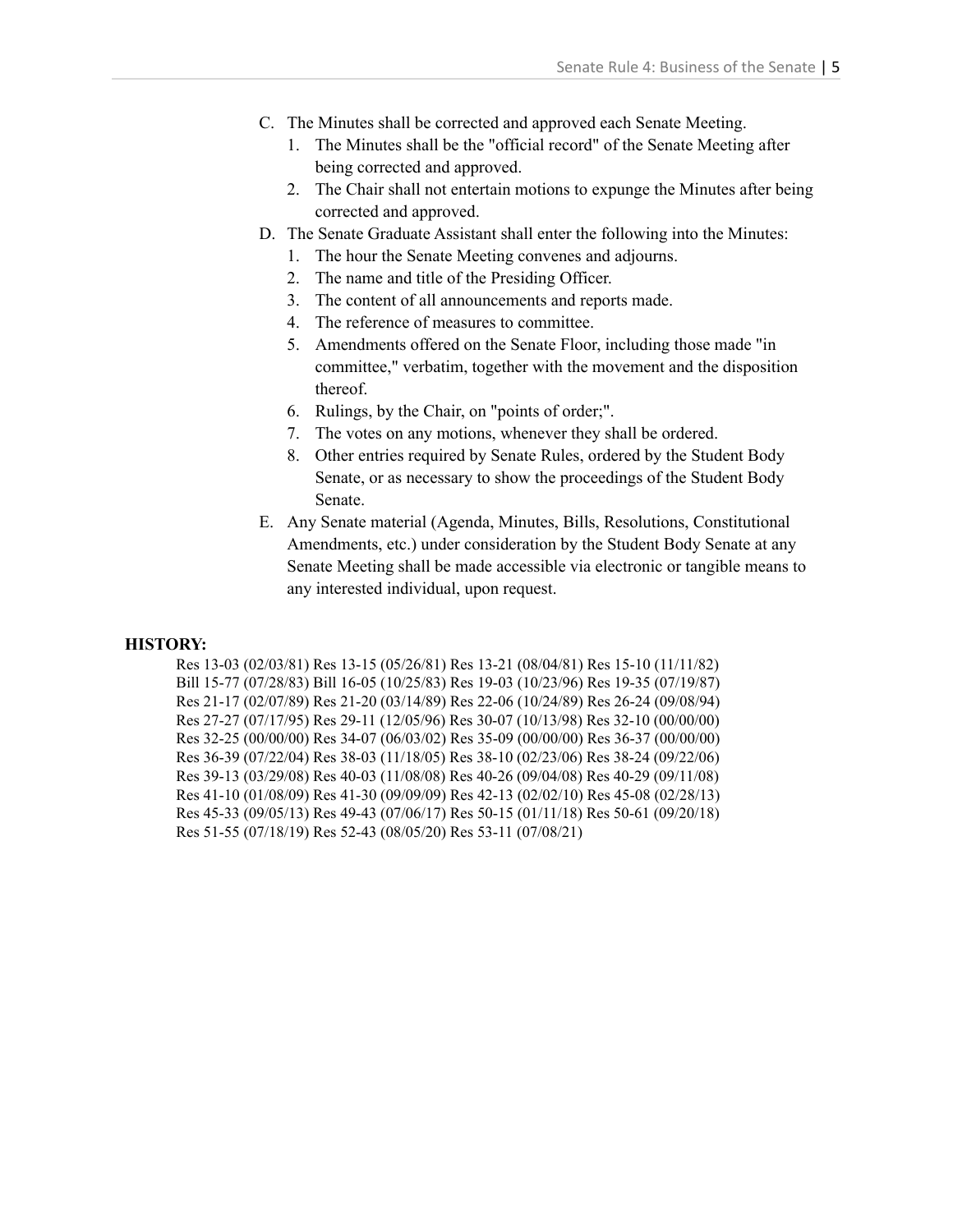C. The Minutes shall be corrected and approved each Senate Meeting.
   1. The Minutes shall be the "official record" of the Senate Meeting after being corrected and approved.
   2. The Chair shall not entertain motions to expunge the Minutes after being corrected and approved.

D. The Senate Graduate Assistant shall enter the following into the Minutes:
   1. The hour the Senate Meeting convenes and adjourns.
   2. The name and title of the Presiding Officer.
   3. The content of all announcements and reports made.
   4. The reference of measures to committee.
   5. Amendments offered on the Senate Floor, including those made "in committee," verbatim, together with the movement and the disposition thereof.
   6. Rulings, by the Chair, on "points of order;".
   7. The votes on any motions, whenever they shall be ordered.
   8. Other entries required by Senate Rules, ordered by the Student Body Senate, or as necessary to show the proceedings of the Student Body Senate.

E. Any Senate material (Agenda, Minutes, Bills, Resolutions, Constitutional Amendments, etc.) under consideration by the Student Body Senate at any Senate Meeting shall be made accessible via electronic or tangible means to any interested individual, upon request.

**HISTORY:**

Res 13-03 (02/03/81) Res 13-15 (05/26/81) Res 13-21 (08/04/81) Res 15-10 (11/11/82) Bill 15-77 (07/28/83) Bill 16-05 (10/25/83) Res 19-03 (10/23/96) Res 19-35 (07/19/87) Res 21-17 (02/07/89) Res 21-20 (03/14/89) Res 22-06 (10/24/89) Res 26-24 (09/08/94) Res 27-27 (07/17/95) Res 29-11 (12/05/96) Res 30-07 (10/13/98) Res 32-10 (00/00/00) Res 32-25 (00/00/00) Res 34-07 (06/03/02) Res 35-09 (00/00/00) Res 36-37 (00/00/00) Res 36-39 (07/22/04) Res 38-03 (11/18/05) Res 38-10 (02/23/06) Res 38-24 (09/22/06) Res 39-13 (03/29/08) Res 40-03 (11/08/08) Res 40-26 (09/04/08) Res 40-29 (09/11/08) Res 41-10 (01/08/09) Res 41-30 (09/09/09) Res 42-13 (02/02/10) Res 45-08 (02/28/13) Res 45-33 (09/05/13) Res 49-43 (07/06/17) Res 50-15 (01/11/18) Res 50-61 (09/20/18) Res 51-55 (07/18/19) Res 52-43 (08/05/20) Res 53-11 (07/08/21)